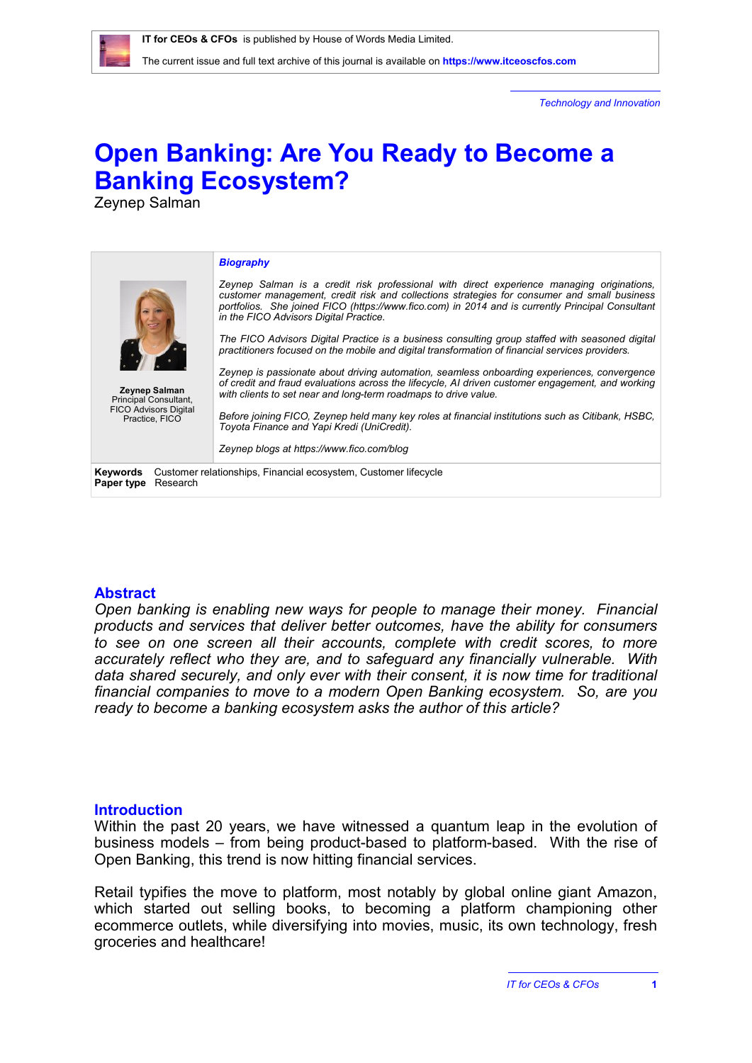**IT for CEOs & CFOs** is published by House of Words Media Limited.

The current issue and full text archive of this journal is available on **https://www.itceoscfos.com**

*Technology and Innovation*

# Open Banking: Are You Ready to Become a Banking Ecosystem?

Zeynep Salman

***Biography***

*Zeynep Salman is a credit risk professional with direct experience managing originations, customer management, credit risk and collections strategies for consumer and small business portfolios. She joined FICO (https://www.fico.com) in 2014 and is currently Principal Consultant in the FICO Advisors Digital Practice.*

*The FICO Advisors Digital Practice is a business consulting group staffed with seasoned digital practitioners focused on the mobile and digital transformation of financial services providers.*

*Zeynep is passionate about driving automation, seamless onboarding experiences, convergence of credit and fraud evaluations across the lifecycle, AI driven customer engagement, and working with clients to set near and long-term roadmaps to drive value.*

*Before joining FICO, Zeynep held many key roles at financial institutions such as Citibank, HSBC, Toyota Finance and Yapi Kredi (UniCredit).*

*Zeynep blogs at https://www.fico.com/blog*

**Zeynep Salman**
Principal Consultant, FICO Advisors Digital Practice, FICO

**Keywords** Customer relationships, Financial ecosystem, Customer lifecycle
**Paper type** Research

## Abstract

*Open banking is enabling new ways for people to manage their money. Financial products and services that deliver better outcomes, have the ability for consumers to see on one screen all their accounts, complete with credit scores, to more accurately reflect who they are, and to safeguard any financially vulnerable. With data shared securely, and only ever with their consent, it is now time for traditional financial companies to move to a modern Open Banking ecosystem. So, are you ready to become a banking ecosystem asks the author of this article?*

## Introduction

Within the past 20 years, we have witnessed a quantum leap in the evolution of business models – from being product-based to platform-based. With the rise of Open Banking, this trend is now hitting financial services.

Retail typifies the move to platform, most notably by global online giant Amazon, which started out selling books, to becoming a platform championing other ecommerce outlets, while diversifying into movies, music, its own technology, fresh groceries and healthcare!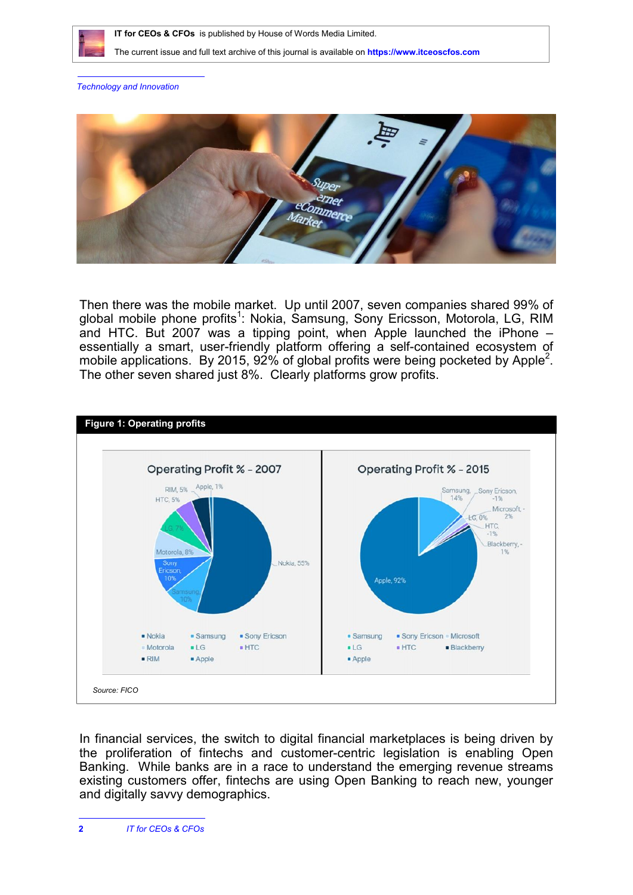*Technology and Innovation*

Then there was the mobile market. Up until 2007, seven companies shared 99% of global mobile phone profits[1]: Nokia, Samsung, Sony Ericsson, Motorola, LG, RIM and HTC. But 2007 was a tipping point, when Apple launched the iPhone – essentially a smart, user-friendly platform offering a self-contained ecosystem of mobile applications. By 2015, 92% of global profits were being pocketed by Apple[2]. The other seven shared just 8%. Clearly platforms grow profits.

**Figure 1: Operating profits**

Source: FICO

In financial services, the switch to digital financial marketplaces is being driven by the proliferation of fintechs and customer-centric legislation is enabling Open Banking. While banks are in a race to understand the emerging revenue streams existing customers offer, fintechs are using Open Banking to reach new, younger and digitally savvy demographics.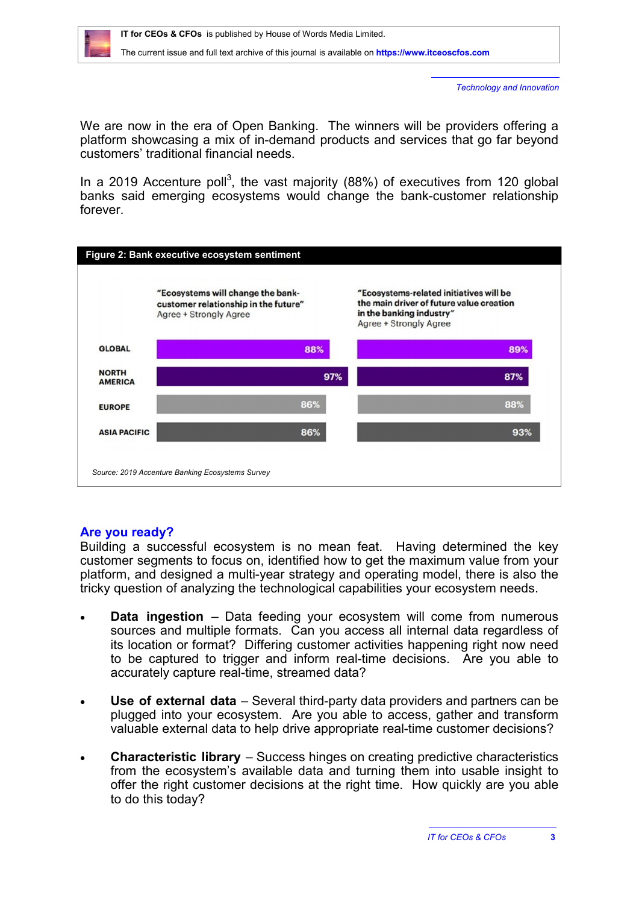We are now in the era of Open Banking. The winners will be providers offering a platform showcasing a mix of in-demand products and services that go far beyond customers' traditional financial needs.

In a 2019 Accenture poll[3], the vast majority (88%) of executives from 120 global banks said emerging ecosystems would change the bank-customer relationship forever.

**Figure 2: Bank executive ecosystem sentiment**

| | "Ecosystems will change the bank-customer relationship in the future" Agree + Strongly Agree | "Ecosystems-related initiatives will be the main driver of future value creation in the banking industry" Agree + Strongly Agree |
|---|---|---|
| GLOBAL | 88% | 89% |
| NORTH AMERICA | 97% | 87% |
| EUROPE | 86% | 88% |
| ASIA PACIFIC | 86% | 93% |

*Source: 2019 Accenture Banking Ecosystems Survey*

## Are you ready?

Building a successful ecosystem is no mean feat. Having determined the key customer segments to focus on, identified how to get the maximum value from your platform, and designed a multi-year strategy and operating model, there is also the tricky question of analyzing the technological capabilities your ecosystem needs.

- **Data ingestion** – Data feeding your ecosystem will come from numerous sources and multiple formats. Can you access all internal data regardless of its location or format? Differing customer activities happening right now need to be captured to trigger and inform real-time decisions. Are you able to accurately capture real-time, streamed data?

- **Use of external data** – Several third-party data providers and partners can be plugged into your ecosystem. Are you able to access, gather and transform valuable external data to help drive appropriate real-time customer decisions?

- **Characteristic library** – Success hinges on creating predictive characteristics from the ecosystem's available data and turning them into usable insight to offer the right customer decisions at the right time. How quickly are you able to do this today?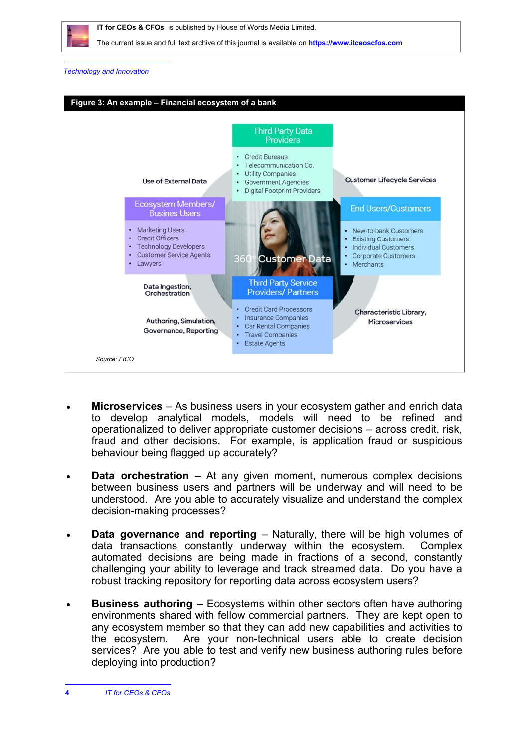**Figure 3: An example – Financial ecosystem of a bank**

**Third Party Data Providers**
- Credit Bureaus
- Telecommunication Co.
- Utility Companies
- Government Agencies
- Digital Footprint Providers

Use of External Data

Customer Lifecycle Services

**Ecosystem Members/ Busines Users**
- Marketing Users
- Credit Officers
- Technology Developers
- Customer Service Agents
- Lawyers

360° Customer Data

**End Users/Customers**
- New-to-bank Customers
- Existing Customers
- Individual Customers
- Corporate Customers
- Merchants

Data Ingestion, Orchestration

**Third Party Service Providers/ Partners**
- Credit Card Processors
- Insurance Companies
- Car Rental Companies
- Travel Companies
- Estate Agents

Characteristic Library, Microservices

Authoring, Simulation, Governance, Reporting

*Source: FICO*

- **Microservices** – As business users in your ecosystem gather and enrich data to develop analytical models, models will need to be refined and operationalized to deliver appropriate customer decisions – across credit, risk, fraud and other decisions. For example, is application fraud or suspicious behaviour being flagged up accurately?

- **Data orchestration** – At any given moment, numerous complex decisions between business users and partners will be underway and will need to be understood. Are you able to accurately visualize and understand the complex decision-making processes?

- **Data governance and reporting** – Naturally, there will be high volumes of data transactions constantly underway within the ecosystem. Complex automated decisions are being made in fractions of a second, constantly challenging your ability to leverage and track streamed data. Do you have a robust tracking repository for reporting data across ecosystem users?

- **Business authoring** – Ecosystems within other sectors often have authoring environments shared with fellow commercial partners. They are kept open to any ecosystem member so that they can add new capabilities and activities to the ecosystem. Are your non-technical users able to create decision services? Are you able to test and verify new business authoring rules before deploying into production?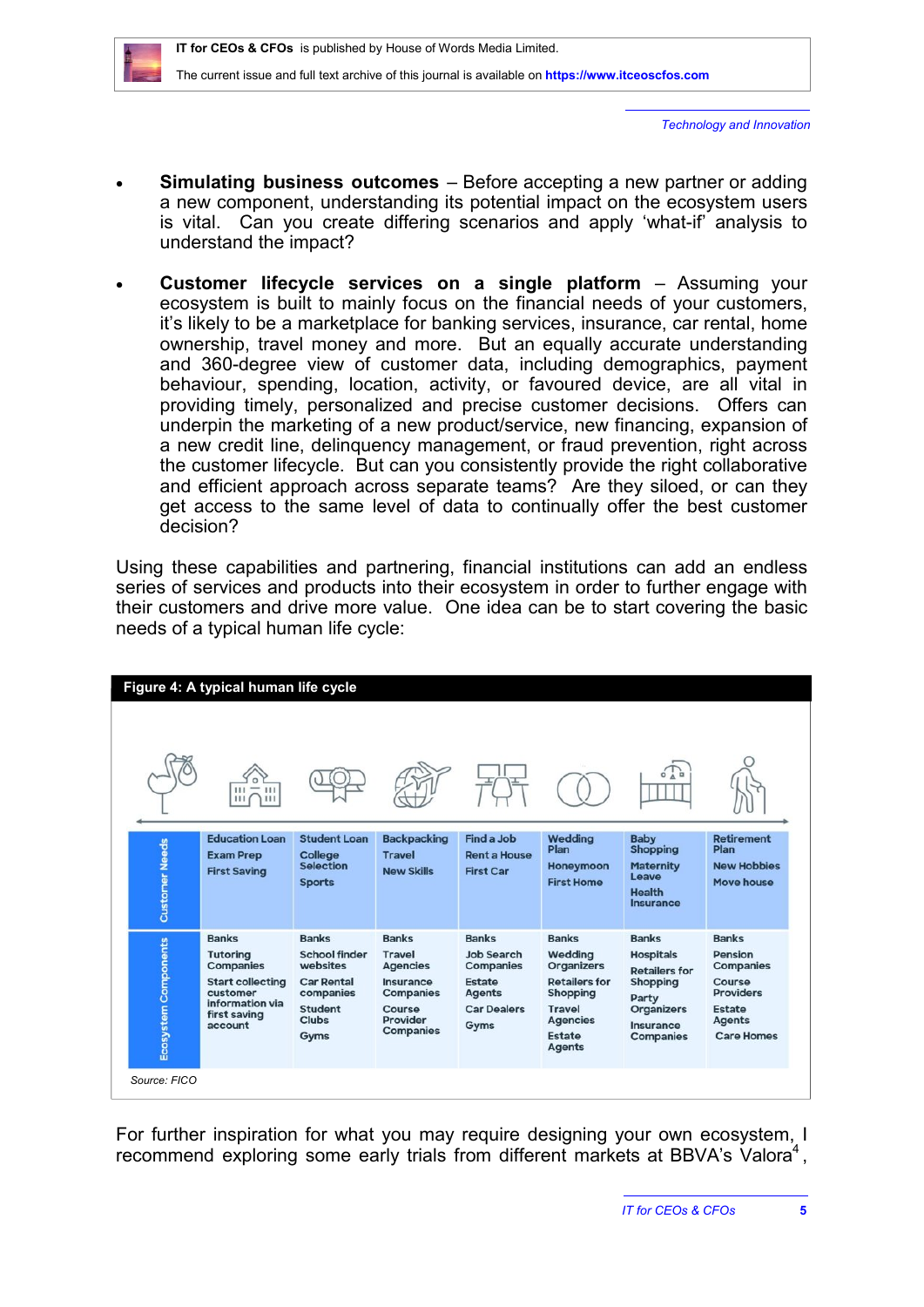- **Simulating business outcomes** – Before accepting a new partner or adding a new component, understanding its potential impact on the ecosystem users is vital. Can you create differing scenarios and apply 'what-if' analysis to understand the impact?

- **Customer lifecycle services on a single platform** – Assuming your ecosystem is built to mainly focus on the financial needs of your customers, it's likely to be a marketplace for banking services, insurance, car rental, home ownership, travel money and more. But an equally accurate understanding and 360-degree view of customer data, including demographics, payment behaviour, spending, location, activity, or favoured device, are all vital in providing timely, personalized and precise customer decisions. Offers can underpin the marketing of a new product/service, new financing, expansion of a new credit line, delinquency management, or fraud prevention, right across the customer lifecycle. But can you consistently provide the right collaborative and efficient approach across separate teams? Are they siloed, or can they get access to the same level of data to continually offer the best customer decision?

Using these capabilities and partnering, financial institutions can add an endless series of services and products into their ecosystem in order to further engage with their customers and drive more value. One idea can be to start covering the basic needs of a typical human life cycle:

**Figure 4: A typical human life cycle**

| | | | | | | | |
|---|---|---|---|---|---|---|---|
| **Customer Needs** | Education Loan<br>Exam Prep<br>First Saving | Student Loan<br>College Selection<br>Sports | Backpacking<br>Travel<br>New Skills | Find a Job<br>Rent a House<br>First Car | Wedding Plan<br>Honeymoon<br>First Home | Baby Shopping<br>Maternity Leave<br>Health Insurance | Retirement Plan<br>New Hobbies<br>Move house |
| **Ecosystem Components** | Banks<br>Tutoring Companies<br>Start collecting customer information via first saving account | Banks<br>School finder websites<br>Car Rental companies<br>Student Clubs<br>Gyms | Banks<br>Travel Agencies<br>Insurance Companies<br>Course Provider Companies | Banks<br>Job Search Companies<br>Estate Agents<br>Car Dealers<br>Gyms | Banks<br>Wedding Organizers<br>Retailers for Shopping<br>Travel Agencies<br>Estate Agents | Banks<br>Hospitals<br>Retailers for Shopping<br>Party Organizers<br>Insurance Companies | Banks<br>Pension Companies<br>Course Providers<br>Estate Agents<br>Care Homes |

*Source: FICO*

For further inspiration for what you may require designing your own ecosystem, I recommend exploring some early trials from different markets at BBVA's Valora[4],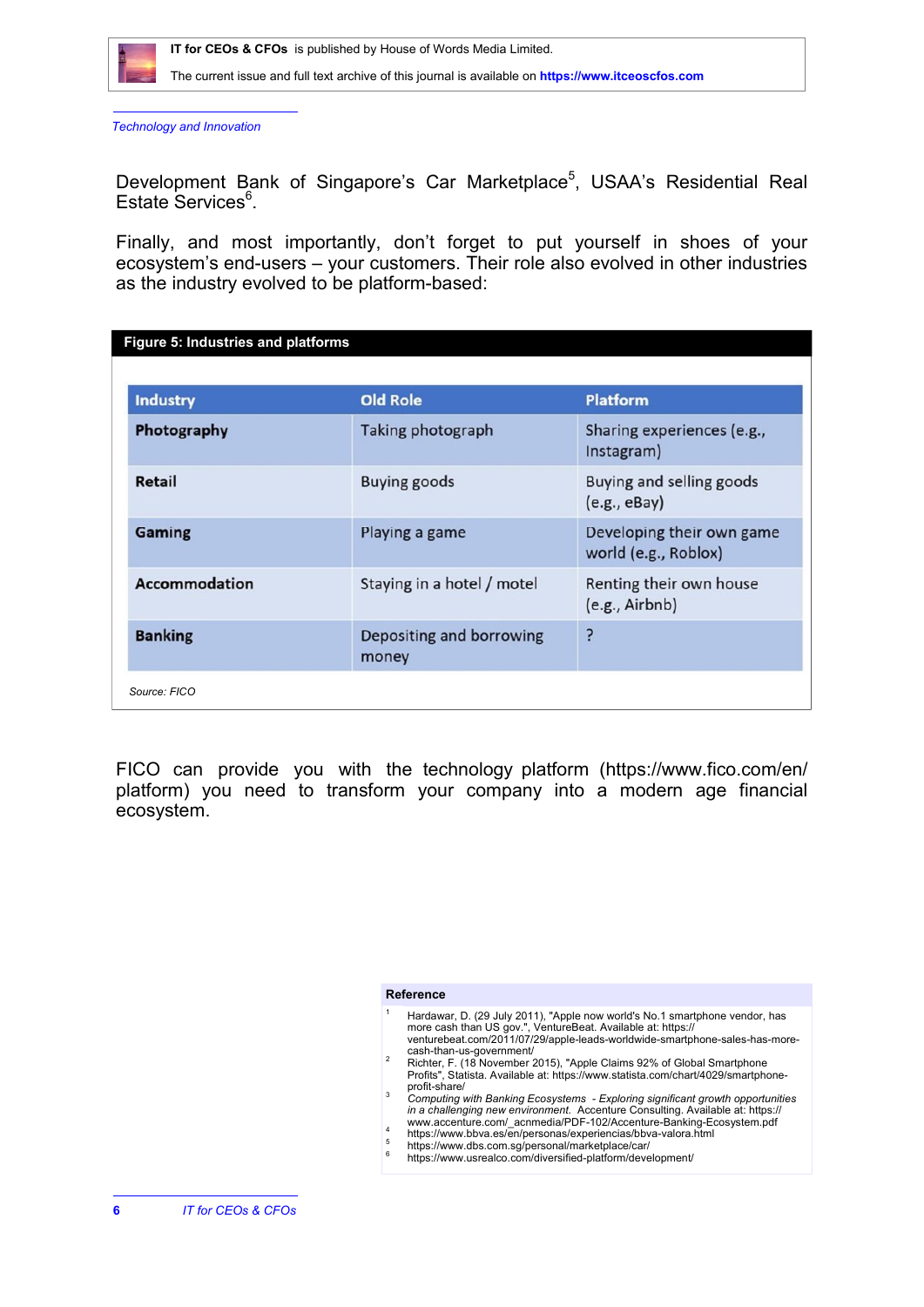Development Bank of Singapore's Car Marketplace[5], USAA's Residential Real Estate Services[6].

Finally, and most importantly, don't forget to put yourself in shoes of your ecosystem's end-users – your customers. Their role also evolved in other industries as the industry evolved to be platform-based:

**Figure 5: Industries and platforms**

| Industry | Old Role | Platform |
|---|---|---|
| **Photography** | Taking photograph | Sharing experiences (e.g., Instagram) |
| **Retail** | Buying goods | Buying and selling goods (e.g., eBay) |
| **Gaming** | Playing a game | Developing their own game world (e.g., Roblox) |
| **Accommodation** | Staying in a hotel / motel | Renting their own house (e.g., Airbnb) |
| **Banking** | Depositing and borrowing money | ? |

*Source: FICO*

FICO can provide you with the technology platform (https://www.fico.com/en/platform) you need to transform your company into a modern age financial ecosystem.

**Reference**

1. Hardawar, D. (29 July 2011), "Apple now world's No.1 smartphone vendor, has more cash than US gov.", VentureBeat. Available at: https://venturebeat.com/2011/07/29/apple-leads-worldwide-smartphone-sales-has-more-cash-than-us-government/
2. Richter, F. (18 November 2015), "Apple Claims 92% of Global Smartphone Profits", Statista. Available at: https://www.statista.com/chart/4029/smartphone-profit-share/
3. *Computing with Banking Ecosystems - Exploring significant growth opportunities in a challenging new environment.* Accenture Consulting. Available at: https://www.accenture.com/_acnmedia/PDF-102/Accenture-Banking-Ecosystem.pdf
4. https://www.bbva.es/en/personas/experiencias/bbva-valora.html
5. https://www.dbs.com.sg/personal/marketplace/car/
6. https://www.usrealco.com/diversified-platform/development/